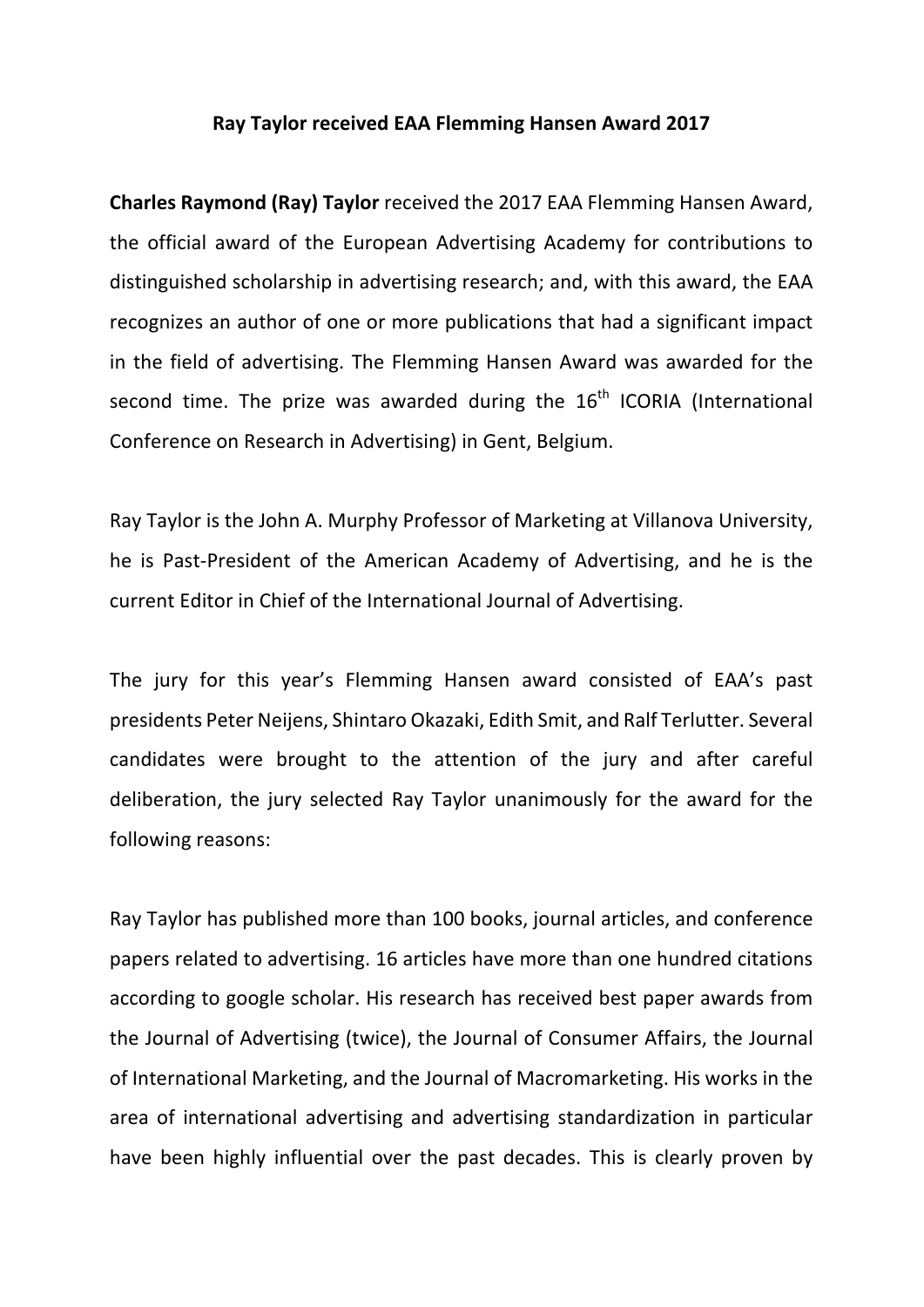# Ray Taylor received EAA Flemming Hansen Award 2017

**Charles Raymond (Ray) Taylor** received the 2017 EAA Flemming Hansen Award, the official award of the European Advertising Academy for contributions to distinguished scholarship in advertising research; and, with this award, the EAA recognizes an author of one or more publications that had a significant impact in the field of advertising. The Flemming Hansen Award was awarded for the second time. The prize was awarded during the 16th ICORIA (International Conference on Research in Advertising) in Gent, Belgium.

Ray Taylor is the John A. Murphy Professor of Marketing at Villanova University, he is Past-President of the American Academy of Advertising, and he is the current Editor in Chief of the International Journal of Advertising.

The jury for this year's Flemming Hansen award consisted of EAA's past presidents Peter Neijens, Shintaro Okazaki, Edith Smit, and Ralf Terlutter. Several candidates were brought to the attention of the jury and after careful deliberation, the jury selected Ray Taylor unanimously for the award for the following reasons:

Ray Taylor has published more than 100 books, journal articles, and conference papers related to advertising. 16 articles have more than one hundred citations according to google scholar. His research has received best paper awards from the Journal of Advertising (twice), the Journal of Consumer Affairs, the Journal of International Marketing, and the Journal of Macromarketing. His works in the area of international advertising and advertising standardization in particular have been highly influential over the past decades. This is clearly proven by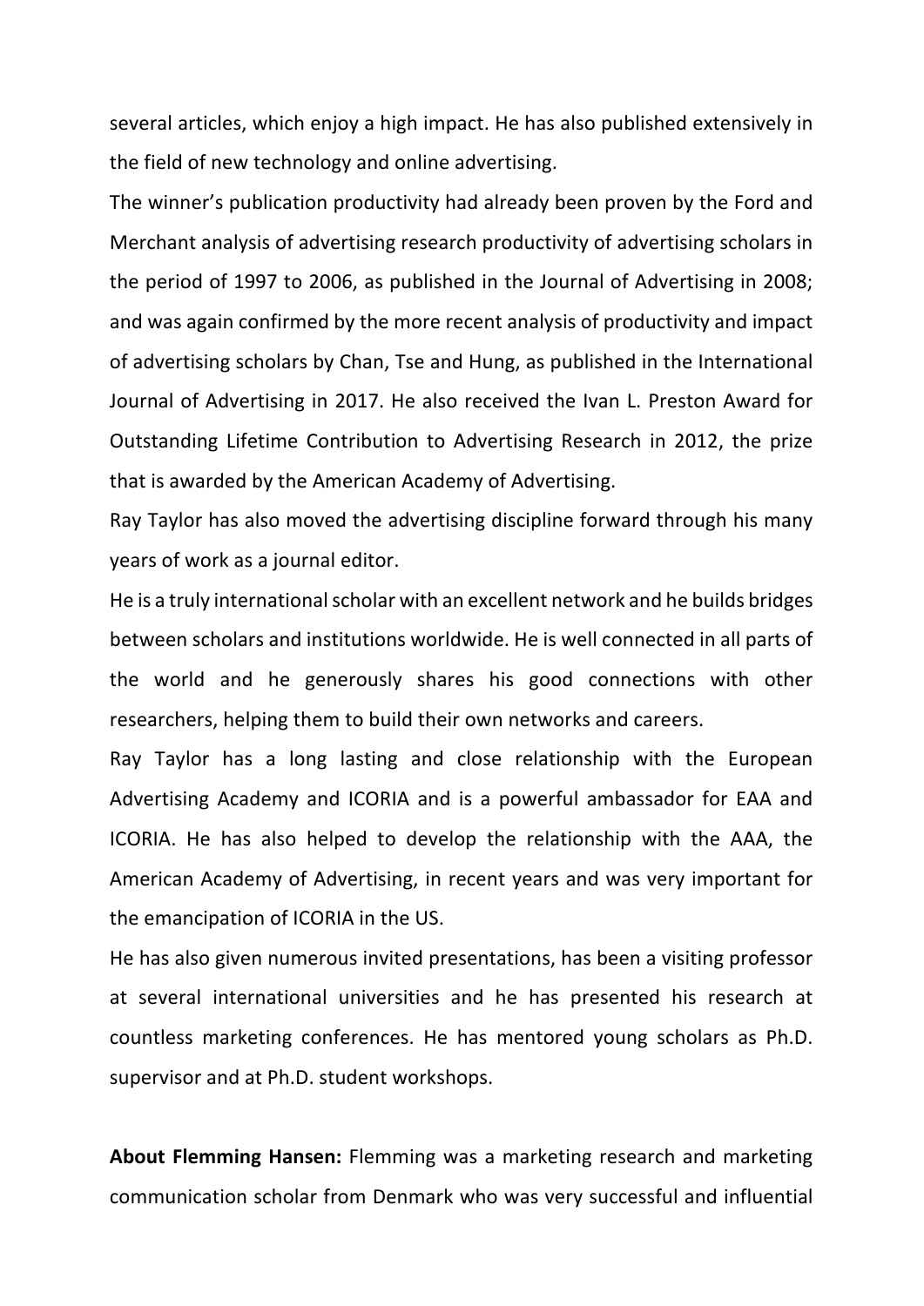several articles, which enjoy a high impact. He has also published extensively in the field of new technology and online advertising.

The winner's publication productivity had already been proven by the Ford and Merchant analysis of advertising research productivity of advertising scholars in the period of 1997 to 2006, as published in the Journal of Advertising in 2008; and was again confirmed by the more recent analysis of productivity and impact of advertising scholars by Chan, Tse and Hung, as published in the International Journal of Advertising in 2017. He also received the Ivan L. Preston Award for Outstanding Lifetime Contribution to Advertising Research in 2012, the prize that is awarded by the American Academy of Advertising.

Ray Taylor has also moved the advertising discipline forward through his many years of work as a journal editor.

He is a truly international scholar with an excellent network and he builds bridges between scholars and institutions worldwide. He is well connected in all parts of the world and he generously shares his good connections with other researchers, helping them to build their own networks and careers.

Ray Taylor has a long lasting and close relationship with the European Advertising Academy and ICORIA and is a powerful ambassador for EAA and ICORIA. He has also helped to develop the relationship with the AAA, the American Academy of Advertising, in recent years and was very important for the emancipation of ICORIA in the US.

He has also given numerous invited presentations, has been a visiting professor at several international universities and he has presented his research at countless marketing conferences. He has mentored young scholars as Ph.D. supervisor and at Ph.D. student workshops.

**About Flemming Hansen:** Flemming was a marketing research and marketing communication scholar from Denmark who was very successful and influential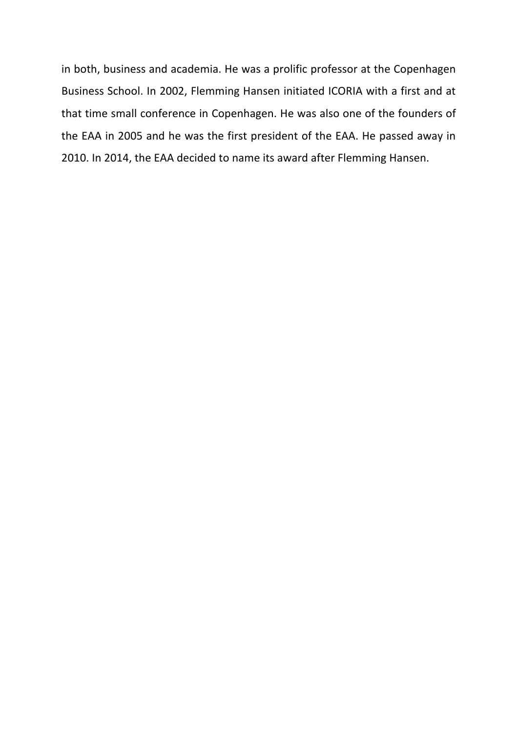in both, business and academia. He was a prolific professor at the Copenhagen Business School. In 2002, Flemming Hansen initiated ICORIA with a first and at that time small conference in Copenhagen. He was also one of the founders of the EAA in 2005 and he was the first president of the EAA. He passed away in 2010. In 2014, the EAA decided to name its award after Flemming Hansen.